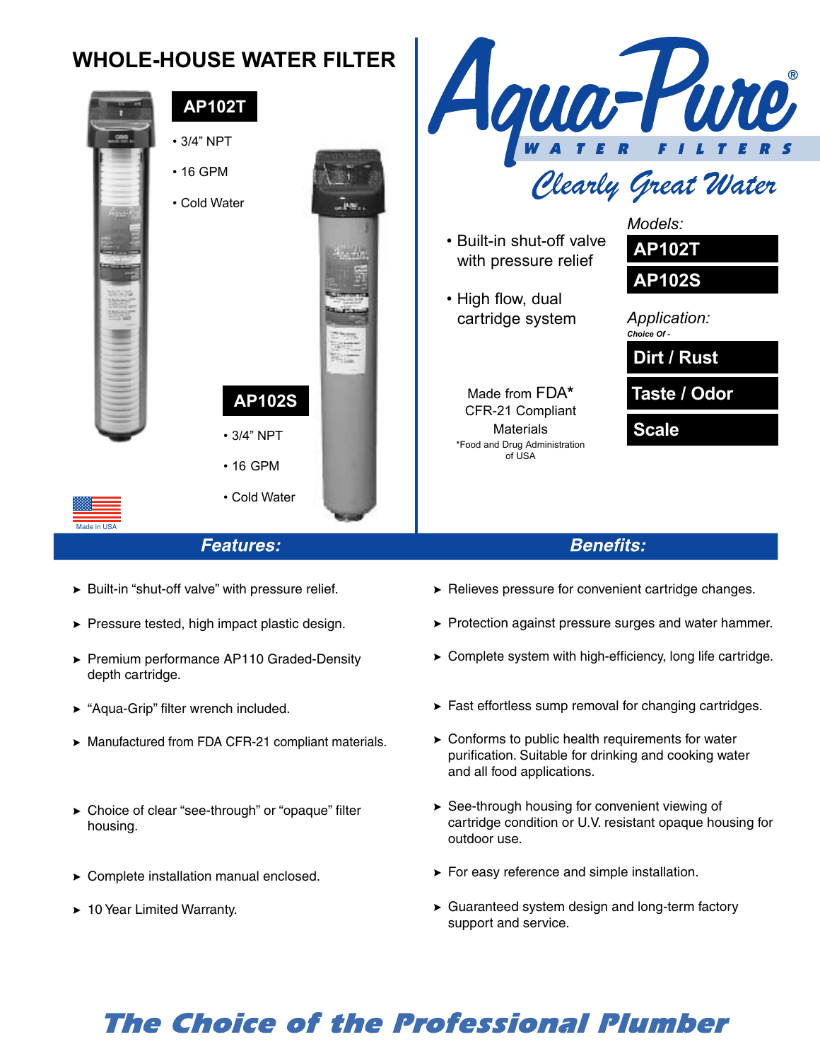# WHOLE-HOUSE WATER FILTER

**AP102T**

- 3/4" NPT
- 16 GPM
- Cold Water

**AP102S**

- 3/4" NPT
- 16 GPM
- Cold Water

Made in USA

## Aqua-Pure® WATER FILTERS

*Clearly Great Water*

- Built-in shut-off valve with pressure relief
- High flow, dual cartridge system

Made from FDA* CFR-21 Compliant Materials

*Food and Drug Administration of USA

*Models:*

**AP102T**

**AP102S**

*Application:*

*Choice Of -*

**Dirt / Rust**

**Taste / Odor**

**Scale**

| ***Features:*** | ***Benefits:*** |
|---|---|
| ► Built-in "shut-off valve" with pressure relief. | ► Relieves pressure for convenient cartridge changes. |
| ► Pressure tested, high impact plastic design. | ► Protection against pressure surges and water hammer. |
| ► Premium performance AP110 Graded-Density depth cartridge. | ► Complete system with high-efficiency, long life cartridge. |
| ► "Aqua-Grip" filter wrench included. | ► Fast effortless sump removal for changing cartridges. |
| ► Manufactured from FDA CFR-21 compliant materials. | ► Conforms to public health requirements for water purification. Suitable for drinking and cooking water and all food applications. |
| ► Choice of clear "see-through" or "opaque" filter housing. | ► See-through housing for convenient viewing of cartridge condition or U.V. resistant opaque housing for outdoor use. |
| ► Complete installation manual enclosed. | ► For easy reference and simple installation. |
| ► 10 Year Limited Warranty. | ► Guaranteed system design and long-term factory support and service. |

***The Choice of the Professional Plumber***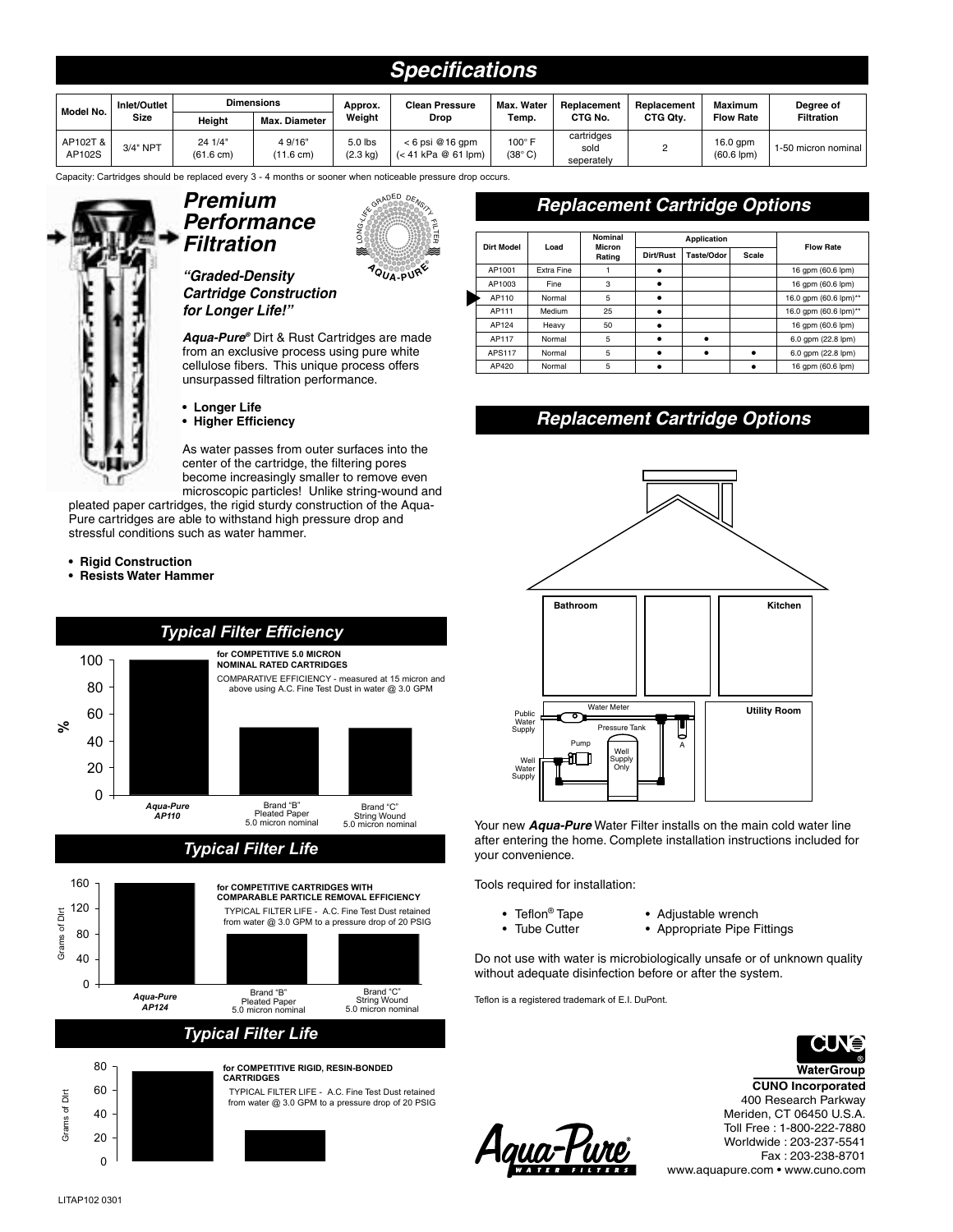# Specifications

| Model No. | Inlet/Outlet Size | Dimensions | | Approx. Weight | Clean Pressure Drop | Max. Water Temp. | Replacement CTG No. | Replacement CTG Qty. | Maximum Flow Rate | Degree of Filtration |
|---|---|---|---|---|---|---|---|---|---|---|
| | | Height | Max. Diameter | | | | | | | |
| AP102T & AP102S | 3/4" NPT | 24 1/4" (61.6 cm) | 4 9/16" (11.6 cm) | 5.0 lbs (2.3 kg) | < 6 psi @16 gpm (< 41 kPa @ 61 lpm) | 100° F (38° C) | cartridges sold seperately | 2 | 16.0 gpm (60.6 lpm) | 1-50 micron nominal |

Capacity: Cartridges should be replaced every 3 - 4 months or sooner when noticeable pressure drop occurs.

## Premium Performance Filtration

LONG-LIFE GRADED DENSITY FILTER AQUA-PURE®

### *"Graded-Density Cartridge Construction for Longer Life!"*

***Aqua-Pure®*** Dirt & Rust Cartridges are made from an exclusive process using pure white cellulose fibers. This unique process offers unsurpassed filtration performance.

- **Longer Life**
- **Higher Efficiency**

As water passes from outer surfaces into the center of the cartridge, the filtering pores become increasingly smaller to remove even microscopic particles! Unlike string-wound and pleated paper cartridges, the rigid sturdy construction of the Aqua-Pure cartridges are able to withstand high pressure drop and stressful conditions such as water hammer.

- **Rigid Construction**
- **Resists Water Hammer**

## Typical Filter Efficiency

for COMPETITIVE 5.0 MICRON NOMINAL RATED CARTRIDGES

COMPARATIVE EFFICIENCY - measured at 15 micron and above using A.C. Fine Test Dust in water @ 3.0 GPM

%

100
80
60
40
20
0

*Aqua-Pure AP110*

Brand "B" Pleated Paper 5.0 micron nominal

Brand "C" String Wound 5.0 micron nominal

## Typical Filter Life

for COMPETITIVE CARTRIDGES WITH COMPARABLE PARTICLE REMOVAL EFFICIENCY

TYPICAL FILTER LIFE - A.C. Fine Test Dust retained from water @ 3.0 GPM to a pressure drop of 20 PSIG

Grams of Dirt

160
120
80
40
0

*Aqua-Pure AP124*

Brand "B" Pleated Paper 5.0 micron nominal

Brand "C" String Wound 5.0 micron nominal

## Typical Filter Life

for COMPETITIVE RIGID, RESIN-BONDED CARTRIDGES

TYPICAL FILTER LIFE - A.C. Fine Test Dust retained from water @ 3.0 GPM to a pressure drop of 20 PSIG

Grams of Dirt

80
60
40
20
0

## Replacement Cartridge Options

| Dirt Model | Load | Nominal Micron Rating | Application | | | Flow Rate |
|---|---|---|---|---|---|---|
| | | | Dirt/Rust | Taste/Odor | Scale | |
| AP1001 | Extra Fine | 1 | ● | | | 16 gpm (60.6 lpm) |
| AP1003 | Fine | 3 | ● | | | 16 gpm (60.6 lpm) |
| AP110 | Normal | 5 | ● | | | 16.0 gpm (60.6 lpm)** |
| AP111 | Medium | 25 | ● | | | 16.0 gpm (60.6 lpm)** |
| AP124 | Heavy | 50 | ● | | | 16 gpm (60.6 lpm) |
| AP117 | Normal | 5 | ● | ● | | 6.0 gpm (22.8 lpm) |
| APS117 | Normal | 5 | ● | ● | ● | 6.0 gpm (22.8 lpm) |
| AP420 | Normal | 5 | ● | | ● | 16 gpm (60.6 lpm) |

## Replacement Cartridge Options

Bathroom
Kitchen
Utility Room
Public Water Supply
Well Water Supply
Water Meter
Pressure Tank
Pump
Well Supply Only
A

Your new ***Aqua-Pure*** Water Filter installs on the main cold water line after entering the home. Complete installation instructions included for your convenience.

Tools required for installation:

- Teflon® Tape
- Tube Cutter
- Adjustable wrench
- Appropriate Pipe Fittings

Do not use with water is microbiologically unsafe or of unknown quality without adequate disinfection before or after the system.

Teflon is a registered trademark of E.I. DuPont.

CUNO WaterGroup

**CUNO Incorporated**
400 Research Parkway
Meriden, CT 06450 U.S.A.
Toll Free : 1-800-222-7880
Worldwide : 203-237-5541
Fax : 203-238-8701
www.aquapure.com • www.cuno.com

Aqua-Pure® WATER FILTERS

LITAP102 0301